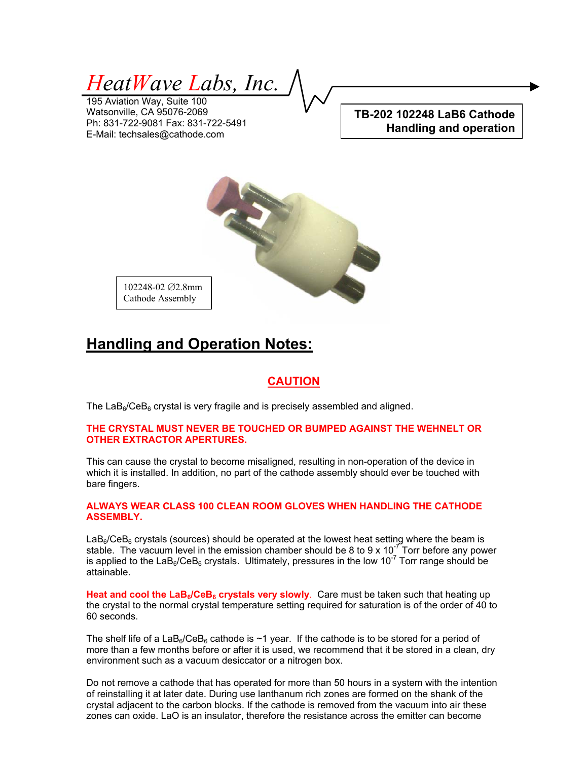*HeatWave Labs, Inc.*

195 Aviation Way, Suite 100
Watsonville, CA 95076-2069
Ph: 831-722-9081 Fax: 831-722-5491
E-Mail: techsales@cathode.com

**TB-202 102248 LaB6 Cathode Handling and operation**

102248-02 ∅2.8mm Cathode Assembly

## Handling and Operation Notes:

### CAUTION

The $LaB_6/CeB_6$ crystal is very fragile and is precisely assembled and aligned.

**THE CRYSTAL MUST NEVER BE TOUCHED OR BUMPED AGAINST THE WEHNELT OR OTHER EXTRACTOR APERTURES.**

This can cause the crystal to become misaligned, resulting in non-operation of the device in which it is installed. In addition, no part of the cathode assembly should ever be touched with bare fingers.

**ALWAYS WEAR CLASS 100 CLEAN ROOM GLOVES WHEN HANDLING THE CATHODE ASSEMBLY.**

$LaB_6/CeB_6$ crystals (sources) should be operated at the lowest heat setting where the beam is stable. The vacuum level in the emission chamber should be 8 to 9 x $10^{-7}$ Torr before any power is applied to the $LaB_6/CeB_6$ crystals. Ultimately, pressures in the low $10^{-7}$ Torr range should be attainable.

**Heat and cool the $LaB_6/CeB_6$ crystals very slowly**. Care must be taken such that heating up the crystal to the normal crystal temperature setting required for saturation is of the order of 40 to 60 seconds.

The shelf life of a $LaB_6/CeB_6$ cathode is ~1 year. If the cathode is to be stored for a period of more than a few months before or after it is used, we recommend that it be stored in a clean, dry environment such as a vacuum desiccator or a nitrogen box.

Do not remove a cathode that has operated for more than 50 hours in a system with the intention of reinstalling it at later date. During use lanthanum rich zones are formed on the shank of the crystal adjacent to the carbon blocks. If the cathode is removed from the vacuum into air these zones can oxide. LaO is an insulator, therefore the resistance across the emitter can become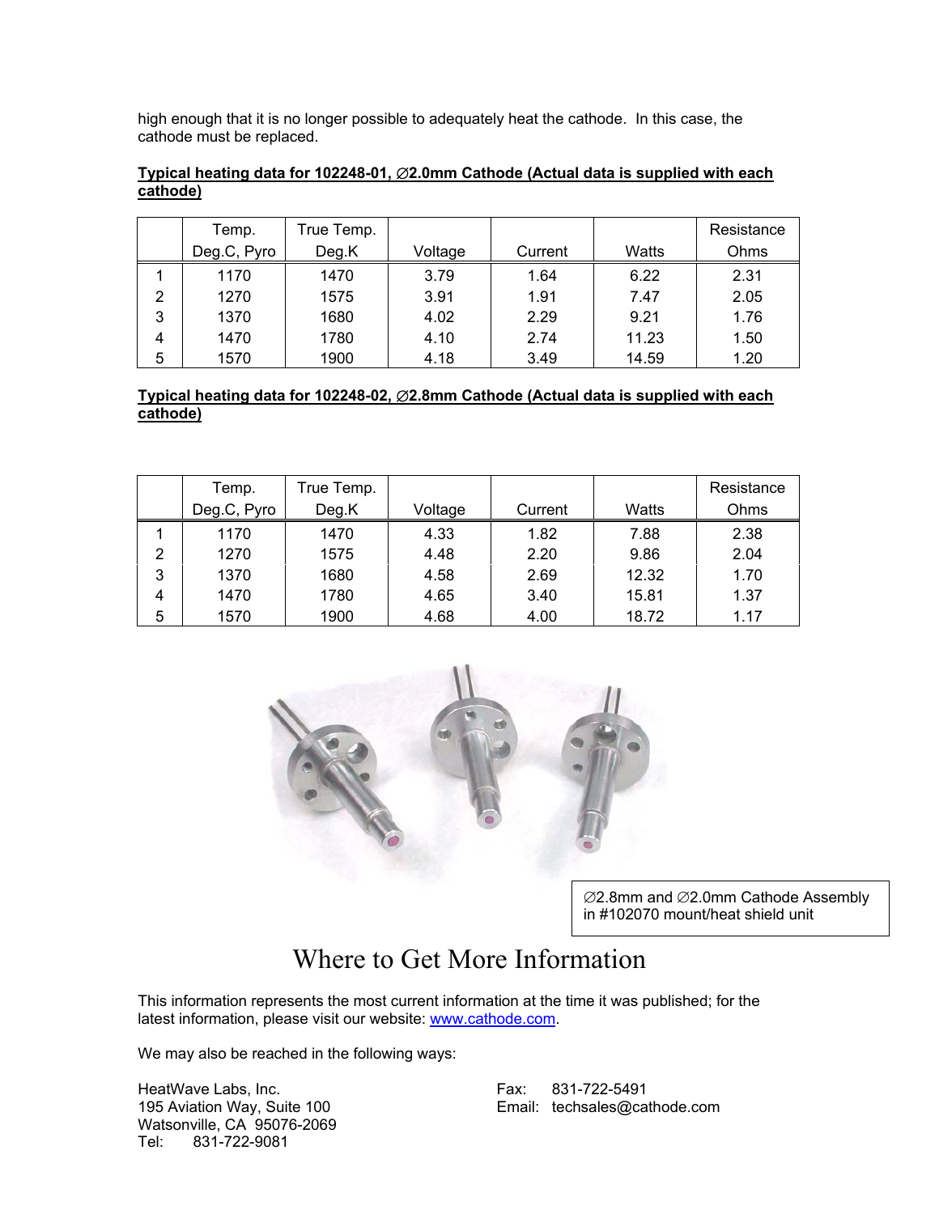high enough that it is no longer possible to adequately heat the cathode. In this case, the cathode must be replaced.

**Typical heating data for 102248-01, ∅2.0mm Cathode (Actual data is supplied with each cathode)**

| | Temp. Deg.C, Pyro | True Temp. Deg.K | Voltage | Current | Watts | Resistance Ohms |
|---|---|---|---|---|---|---|
| 1 | 1170 | 1470 | 3.79 | 1.64 | 6.22 | 2.31 |
| 2 | 1270 | 1575 | 3.91 | 1.91 | 7.47 | 2.05 |
| 3 | 1370 | 1680 | 4.02 | 2.29 | 9.21 | 1.76 |
| 4 | 1470 | 1780 | 4.10 | 2.74 | 11.23 | 1.50 |
| 5 | 1570 | 1900 | 4.18 | 3.49 | 14.59 | 1.20 |

**Typical heating data for 102248-02, ∅2.8mm Cathode (Actual data is supplied with each cathode)**

| | Temp. Deg.C, Pyro | True Temp. Deg.K | Voltage | Current | Watts | Resistance Ohms |
|---|---|---|---|---|---|---|
| 1 | 1170 | 1470 | 4.33 | 1.82 | 7.88 | 2.38 |
| 2 | 1270 | 1575 | 4.48 | 2.20 | 9.86 | 2.04 |
| 3 | 1370 | 1680 | 4.58 | 2.69 | 12.32 | 1.70 |
| 4 | 1470 | 1780 | 4.65 | 3.40 | 15.81 | 1.37 |
| 5 | 1570 | 1900 | 4.68 | 4.00 | 18.72 | 1.17 |

∅2.8mm and ∅2.0mm Cathode Assembly in #102070 mount/heat shield unit

# Where to Get More Information

This information represents the most current information at the time it was published; for the latest information, please visit our website: www.cathode.com.

We may also be reached in the following ways:

HeatWave Labs, Inc.
195 Aviation Way, Suite 100
Watsonville, CA 95076-2069
Tel: 831-722-9081

Fax: 831-722-5491
Email: techsales@cathode.com